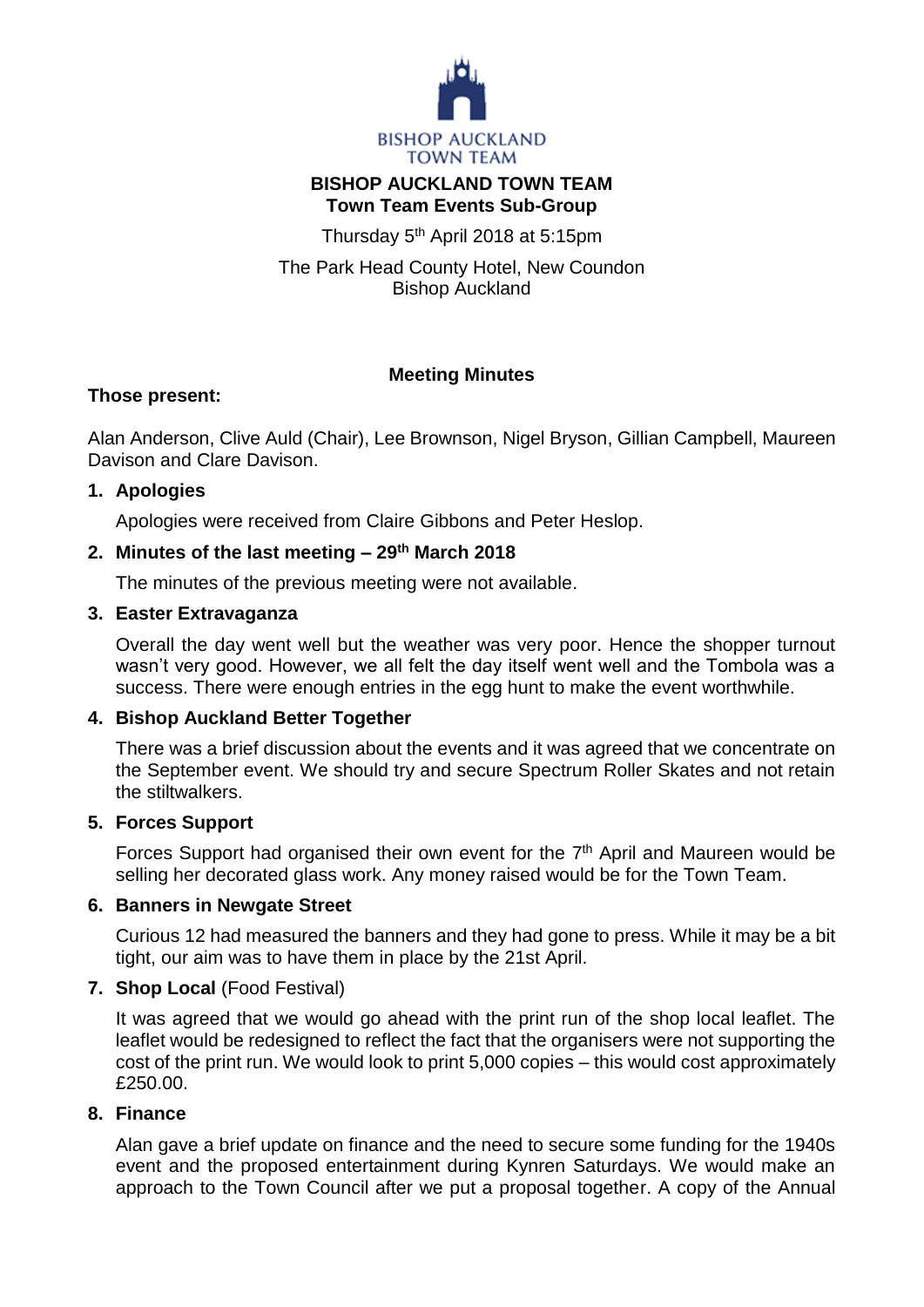BISHOP AUCKLAND
TOWN TEAM

# BISHOP AUCKLAND TOWN TEAM
## Town Team Events Sub-Group

Thursday 5th April 2018 at 5:15pm

The Park Head County Hotel, New Coundon
Bishop Auckland

### Meeting Minutes

**Those present:**

Alan Anderson, Clive Auld (Chair), Lee Brownson, Nigel Bryson, Gillian Campbell, Maureen Davison and Clare Davison.

1. **Apologies**

   Apologies were received from Claire Gibbons and Peter Heslop.

2. **Minutes of the last meeting – 29th March 2018**

   The minutes of the previous meeting were not available.

3. **Easter Extravaganza**

   Overall the day went well but the weather was very poor. Hence the shopper turnout wasn't very good. However, we all felt the day itself went well and the Tombola was a success. There were enough entries in the egg hunt to make the event worthwhile.

4. **Bishop Auckland Better Together**

   There was a brief discussion about the events and it was agreed that we concentrate on the September event. We should try and secure Spectrum Roller Skates and not retain the stiltwalkers.

5. **Forces Support**

   Forces Support had organised their own event for the 7th April and Maureen would be selling her decorated glass work. Any money raised would be for the Town Team.

6. **Banners in Newgate Street**

   Curious 12 had measured the banners and they had gone to press. While it may be a bit tight, our aim was to have them in place by the 21st April.

7. **Shop Local** (Food Festival)

   It was agreed that we would go ahead with the print run of the shop local leaflet. The leaflet would be redesigned to reflect the fact that the organisers were not supporting the cost of the print run. We would look to print 5,000 copies – this would cost approximately £250.00.

8. **Finance**

   Alan gave a brief update on finance and the need to secure some funding for the 1940s event and the proposed entertainment during Kynren Saturdays. We would make an approach to the Town Council after we put a proposal together. A copy of the Annual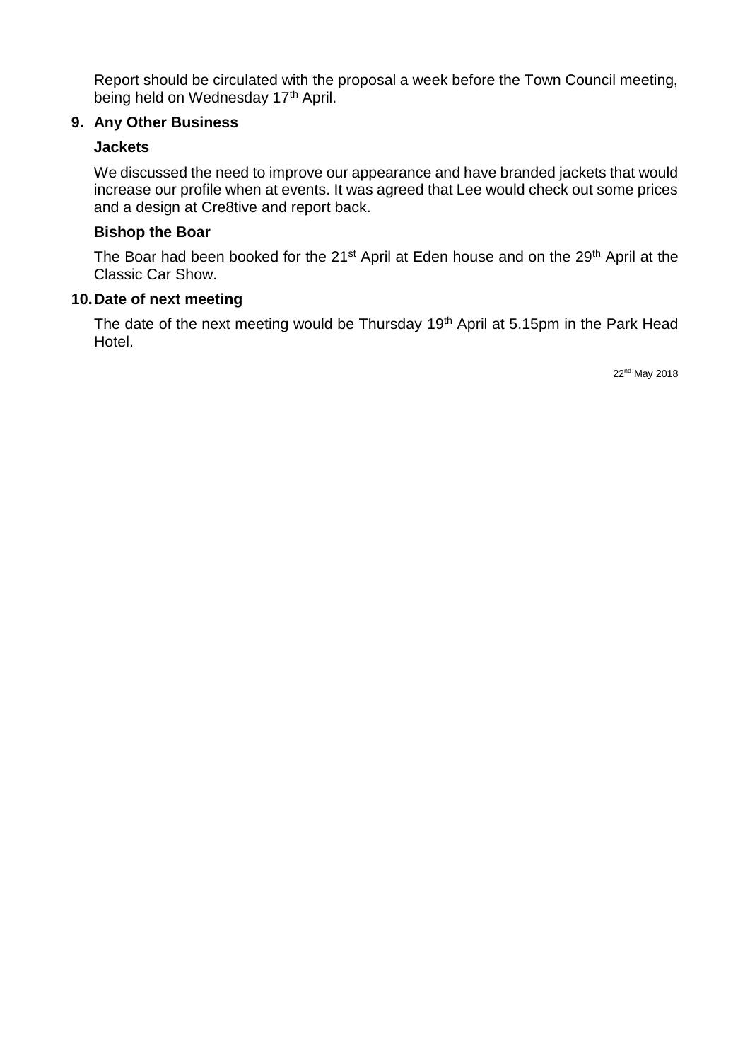Report should be circulated with the proposal a week before the Town Council meeting, being held on Wednesday 17th April.

## 9. Any Other Business

### Jackets

We discussed the need to improve our appearance and have branded jackets that would increase our profile when at events. It was agreed that Lee would check out some prices and a design at Cre8tive and report back.

### Bishop the Boar

The Boar had been booked for the 21st April at Eden house and on the 29th April at the Classic Car Show.

## 10. Date of next meeting

The date of the next meeting would be Thursday 19th April at 5.15pm in the Park Head Hotel.

22nd May 2018